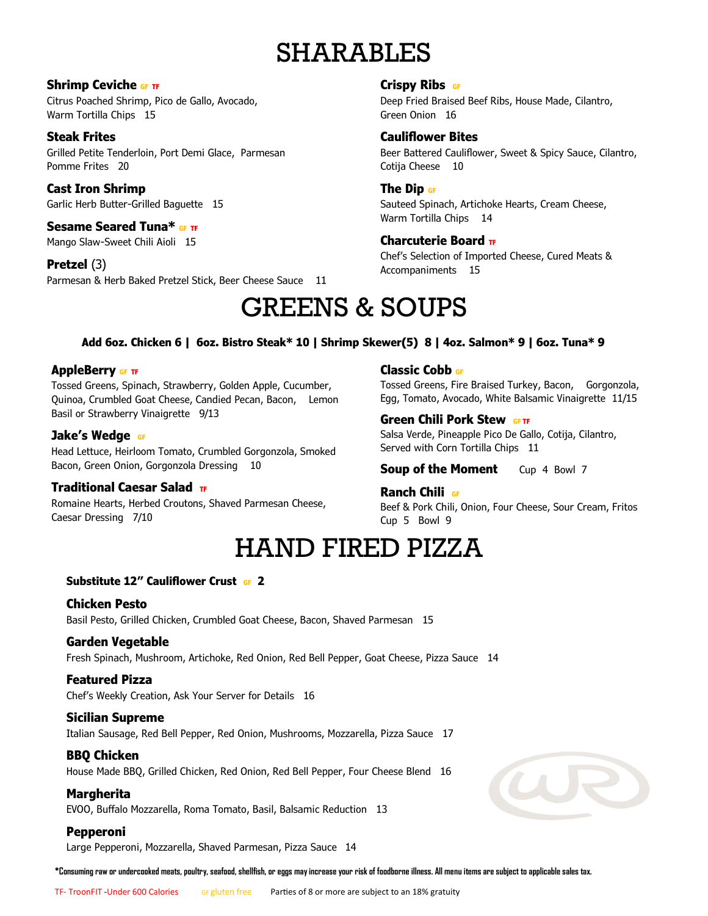# SHARABLES

**Shrimp Ceviche** GF TF
Citrus Poached Shrimp, Pico de Gallo, Avocado, Warm Tortilla Chips 15

**Steak Frites**
Grilled Petite Tenderloin, Port Demi Glace, Parmesan Pomme Frites 20

**Cast Iron Shrimp**
Garlic Herb Butter-Grilled Baguette 15

**Sesame Seared Tuna*** GF TF
Mango Slaw-Sweet Chili Aioli 15

**Pretzel** (3)
Parmesan & Herb Baked Pretzel Stick, Beer Cheese Sauce 11

**Crispy Ribs** GF
Deep Fried Braised Beef Ribs, House Made, Cilantro, Green Onion 16

**Cauliflower Bites**
Beer Battered Cauliflower, Sweet & Spicy Sauce, Cilantro, Cotija Cheese 10

**The Dip** GF
Sauteed Spinach, Artichoke Hearts, Cream Cheese, Warm Tortilla Chips 14

**Charcuterie Board** TF
Chef's Selection of Imported Cheese, Cured Meats & Accompaniments 15

# GREENS & SOUPS

**Add 6oz. Chicken 6 | 6oz. Bistro Steak* 10 | Shrimp Skewer(5) 8 | 4oz. Salmon* 9 | 6oz. Tuna* 9**

**AppleBerry** GF TF
Tossed Greens, Spinach, Strawberry, Golden Apple, Cucumber, Quinoa, Crumbled Goat Cheese, Candied Pecan, Bacon, Lemon Basil or Strawberry Vinaigrette 9/13

**Jake's Wedge** GF
Head Lettuce, Heirloom Tomato, Crumbled Gorgonzola, Smoked Bacon, Green Onion, Gorgonzola Dressing 10

**Traditional Caesar Salad** TF
Romaine Hearts, Herbed Croutons, Shaved Parmesan Cheese, Caesar Dressing 7/10

**Classic Cobb** GF
Tossed Greens, Fire Braised Turkey, Bacon, Gorgonzola, Egg, Tomato, Avocado, White Balsamic Vinaigrette 11/15

**Green Chili Pork Stew** GF TF
Salsa Verde, Pineapple Pico De Gallo, Cotija, Cilantro, Served with Corn Tortilla Chips 11

**Soup of the Moment** Cup 4 Bowl 7

**Ranch Chili** GF
Beef & Pork Chili, Onion, Four Cheese, Sour Cream, Fritos
Cup 5 Bowl 9

# HAND FIRED PIZZA

**Substitute 12" Cauliflower Crust** GF **2**

**Chicken Pesto**
Basil Pesto, Grilled Chicken, Crumbled Goat Cheese, Bacon, Shaved Parmesan 15

**Garden Vegetable**
Fresh Spinach, Mushroom, Artichoke, Red Onion, Red Bell Pepper, Goat Cheese, Pizza Sauce 14

**Featured Pizza**
Chef's Weekly Creation, Ask Your Server for Details 16

**Sicilian Supreme**
Italian Sausage, Red Bell Pepper, Red Onion, Mushrooms, Mozzarella, Pizza Sauce 17

**BBQ Chicken**
House Made BBQ, Grilled Chicken, Red Onion, Red Bell Pepper, Four Cheese Blend 16

**Margherita**
EVOO, Buffalo Mozzarella, Roma Tomato, Basil, Balsamic Reduction 13

**Pepperoni**
Large Pepperoni, Mozzarella, Shaved Parmesan, Pizza Sauce 14

***Consuming raw or undercooked meats, poultry, seafood, shellfish, or eggs may increase your risk of foodborne illness. All menu items are subject to applicable sales tax.**

TF- TroonFIT -Under 600 Calories GF gluten free Parties of 8 or more are subject to an 18% gratuity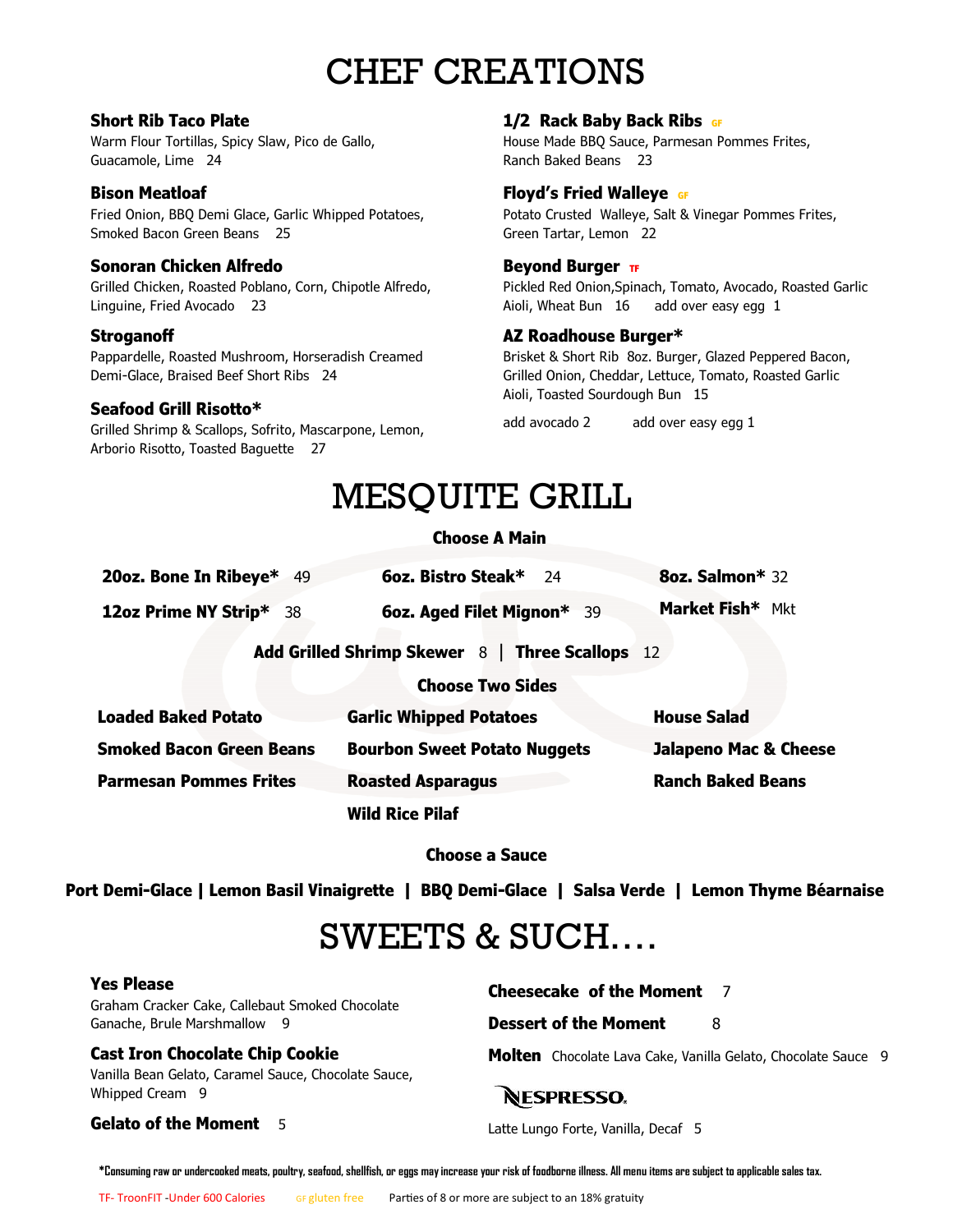# CHEF CREATIONS

**Short Rib Taco Plate**
Warm Flour Tortillas, Spicy Slaw, Pico de Gallo, Guacamole, Lime 24

**Bison Meatloaf**
Fried Onion, BBQ Demi Glace, Garlic Whipped Potatoes, Smoked Bacon Green Beans 25

**Sonoran Chicken Alfredo**
Grilled Chicken, Roasted Poblano, Corn, Chipotle Alfredo, Linguine, Fried Avocado 23

**Stroganoff**
Pappardelle, Roasted Mushroom, Horseradish Creamed Demi-Glace, Braised Beef Short Ribs 24

**Seafood Grill Risotto***
Grilled Shrimp & Scallops, Sofrito, Mascarpone, Lemon, Arborio Risotto, Toasted Baguette 27

**1/2 Rack Baby Back Ribs** GF
House Made BBQ Sauce, Parmesan Pommes Frites, Ranch Baked Beans 23

**Floyd's Fried Walleye** GF
Potato Crusted Walleye, Salt & Vinegar Pommes Frites, Green Tartar, Lemon 22

**Beyond Burger** TF
Pickled Red Onion, Spinach, Tomato, Avocado, Roasted Garlic Aioli, Wheat Bun 16 add over easy egg 1

**AZ Roadhouse Burger***
Brisket & Short Rib 8oz. Burger, Glazed Peppered Bacon, Grilled Onion, Cheddar, Lettuce, Tomato, Roasted Garlic Aioli, Toasted Sourdough Bun 15

add avocado 2 add over easy egg 1

# MESQUITE GRILL

**Choose A Main**

**20oz. Bone In Ribeye*** 49
**12oz Prime NY Strip*** 38
**6oz. Bistro Steak*** 24
**6oz. Aged Filet Mignon*** 39
**8oz. Salmon*** 32
**Market Fish*** Mkt

**Add Grilled Shrimp Skewer** 8 | **Three Scallops** 12

**Choose Two Sides**

**Loaded Baked Potato**
**Smoked Bacon Green Beans**
**Parmesan Pommes Frites**
**Garlic Whipped Potatoes**
**Bourbon Sweet Potato Nuggets**
**Roasted Asparagus**
**Wild Rice Pilaf**
**House Salad**
**Jalapeno Mac & Cheese**
**Ranch Baked Beans**

**Choose a Sauce**

**Port Demi-Glace | Lemon Basil Vinaigrette | BBQ Demi-Glace | Salsa Verde | Lemon Thyme Béarnaise**

# SWEETS & SUCH....

**Yes Please**
Graham Cracker Cake, Callebaut Smoked Chocolate Ganache, Brule Marshmallow 9

**Cast Iron Chocolate Chip Cookie**
Vanilla Bean Gelato, Caramel Sauce, Chocolate Sauce, Whipped Cream 9

**Gelato of the Moment** 5

**Cheesecake of the Moment** 7

**Dessert of the Moment** 8

**Molten** Chocolate Lava Cake, Vanilla Gelato, Chocolate Sauce 9

**NESPRESSO**
Latte Lungo Forte, Vanilla, Decaf 5

***Consuming raw or undercooked meats, poultry, seafood, shellfish, or eggs may increase your risk of foodborne illness. All menu items are subject to applicable sales tax.**

TF- TroonFIT -Under 600 Calories GF gluten free Parties of 8 or more are subject to an 18% gratuity